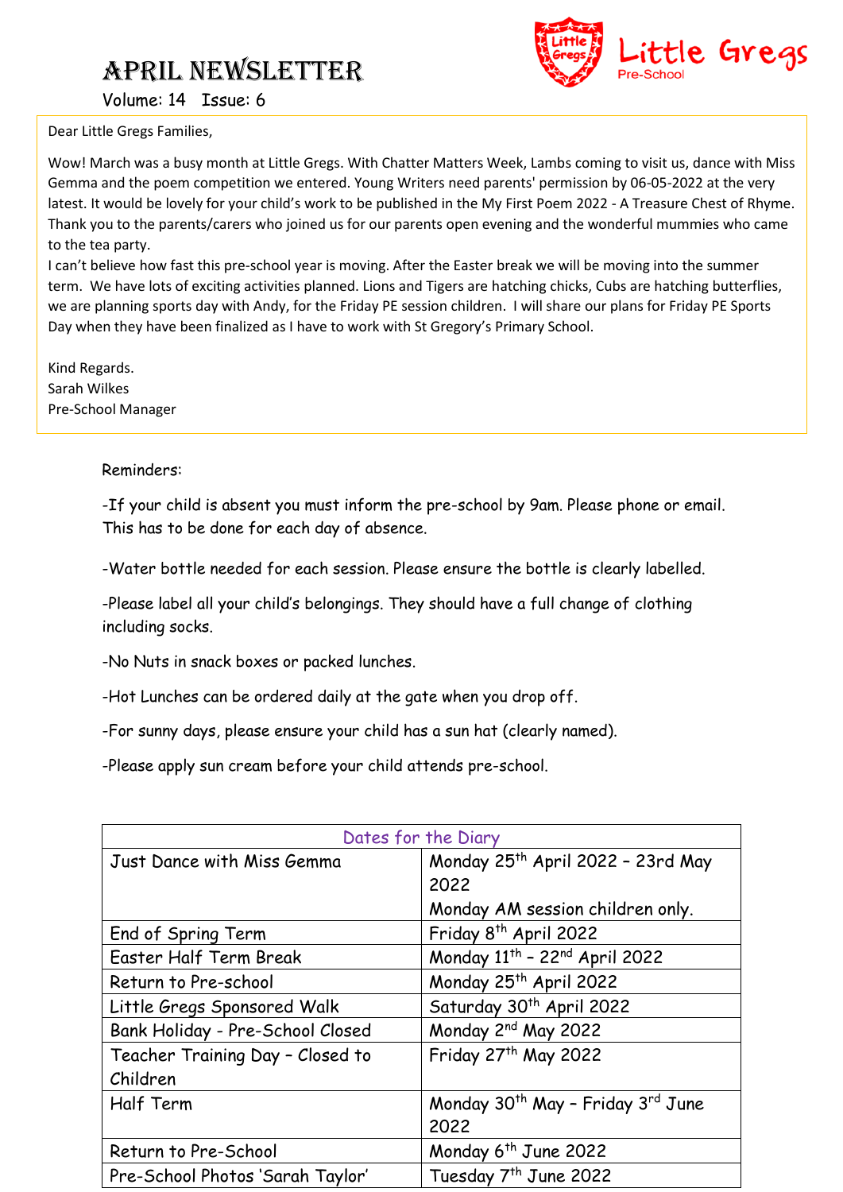# April Newsletter

Volume: 14 Issue: 6

Little Gregs
Pre-School

Dear Little Gregs Families,

Wow! March was a busy month at Little Gregs. With Chatter Matters Week, Lambs coming to visit us, dance with Miss Gemma and the poem competition we entered. Young Writers need parents' permission by 06-05-2022 at the very latest. It would be lovely for your child's work to be published in the My First Poem 2022 - A Treasure Chest of Rhyme. Thank you to the parents/carers who joined us for our parents open evening and the wonderful mummies who came to the tea party.

I can't believe how fast this pre-school year is moving. After the Easter break we will be moving into the summer term. We have lots of exciting activities planned. Lions and Tigers are hatching chicks, Cubs are hatching butterflies, we are planning sports day with Andy, for the Friday PE session children. I will share our plans for Friday PE Sports Day when they have been finalized as I have to work with St Gregory's Primary School.

Kind Regards.
Sarah Wilkes
Pre-School Manager

Reminders:

-If your child is absent you must inform the pre-school by 9am. Please phone or email. This has to be done for each day of absence.

-Water bottle needed for each session. Please ensure the bottle is clearly labelled.

-Please label all your child's belongings. They should have a full change of clothing including socks.

-No Nuts in snack boxes or packed lunches.

-Hot Lunches can be ordered daily at the gate when you drop off.

-For sunny days, please ensure your child has a sun hat (clearly named).

-Please apply sun cream before your child attends pre-school.

| Dates for the Diary | |
|---|---|
| Just Dance with Miss Gemma | Monday 25th April 2022 – 23rd May 2022<br>Monday AM session children only. |
| End of Spring Term | Friday 8th April 2022 |
| Easter Half Term Break | Monday 11th – 22nd April 2022 |
| Return to Pre-school | Monday 25th April 2022 |
| Little Gregs Sponsored Walk | Saturday 30th April 2022 |
| Bank Holiday - Pre-School Closed | Monday 2nd May 2022 |
| Teacher Training Day – Closed to Children | Friday 27th May 2022 |
| Half Term | Monday 30th May – Friday 3rd June 2022 |
| Return to Pre-School | Monday 6th June 2022 |
| Pre-School Photos 'Sarah Taylor' | Tuesday 7th June 2022 |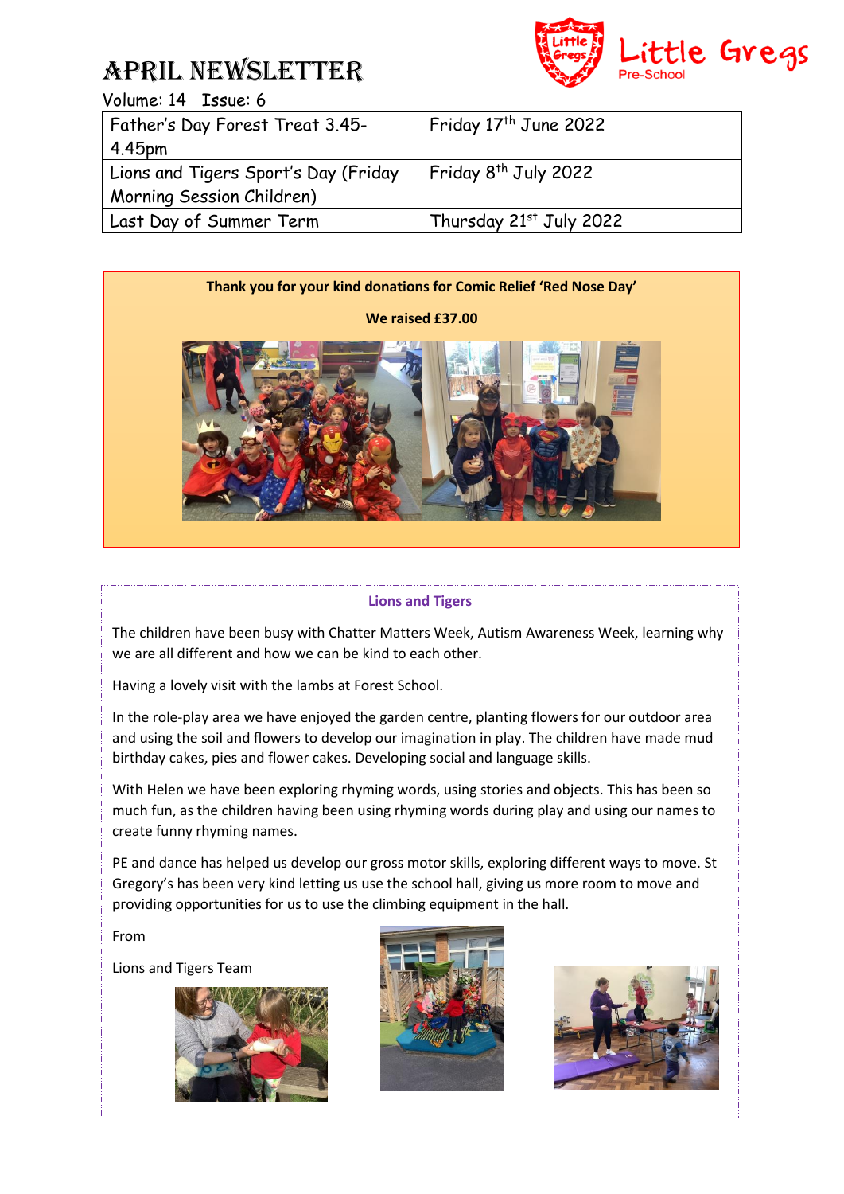# April Newsletter

Little Gregs Pre-School

Volume: 14 Issue: 6

| Father's Day Forest Treat 3.45-4.45pm | Friday 17th June 2022 |
|---|---|
| Lions and Tigers Sport's Day (Friday Morning Session Children) | Friday 8th July 2022 |
| Last Day of Summer Term | Thursday 21st July 2022 |

**Thank you for your kind donations for Comic Relief 'Red Nose Day'**

**We raised £37.00**

## Lions and Tigers

The children have been busy with Chatter Matters Week, Autism Awareness Week, learning why we are all different and how we can be kind to each other.

Having a lovely visit with the lambs at Forest School.

In the role-play area we have enjoyed the garden centre, planting flowers for our outdoor area and using the soil and flowers to develop our imagination in play. The children have made mud birthday cakes, pies and flower cakes. Developing social and language skills.

With Helen we have been exploring rhyming words, using stories and objects. This has been so much fun, as the children having been using rhyming words during play and using our names to create funny rhyming names.

PE and dance has helped us develop our gross motor skills, exploring different ways to move. St Gregory's has been very kind letting us use the school hall, giving us more room to move and providing opportunities for us to use the climbing equipment in the hall.

From

Lions and Tigers Team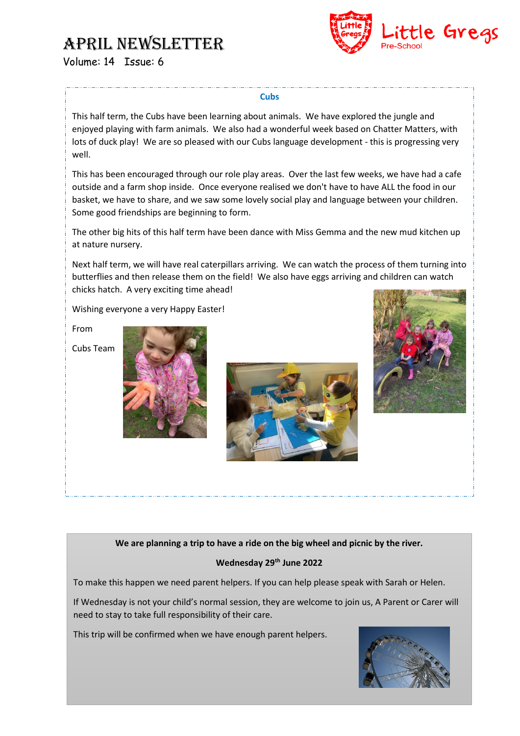# April Newsletter

Volume: 14 Issue: 6

Little Gregs Pre-School

### Cubs

This half term, the Cubs have been learning about animals. We have explored the jungle and enjoyed playing with farm animals. We also had a wonderful week based on Chatter Matters, with lots of duck play! We are so pleased with our Cubs language development - this is progressing very well.

This has been encouraged through our role play areas. Over the last few weeks, we have had a cafe outside and a farm shop inside. Once everyone realised we don't have to have ALL the food in our basket, we have to share, and we saw some lovely social play and language between your children. Some good friendships are beginning to form.

The other big hits of this half term have been dance with Miss Gemma and the new mud kitchen up at nature nursery.

Next half term, we will have real caterpillars arriving. We can watch the process of them turning into butterflies and then release them on the field! We also have eggs arriving and children can watch chicks hatch. A very exciting time ahead!

Wishing everyone a very Happy Easter!

From

Cubs Team

---

**We are planning a trip to have a ride on the big wheel and picnic by the river.**

**Wednesday 29th June 2022**

To make this happen we need parent helpers. If you can help please speak with Sarah or Helen.

If Wednesday is not your child's normal session, they are welcome to join us, A Parent or Carer will need to stay to take full responsibility of their care.

This trip will be confirmed when we have enough parent helpers.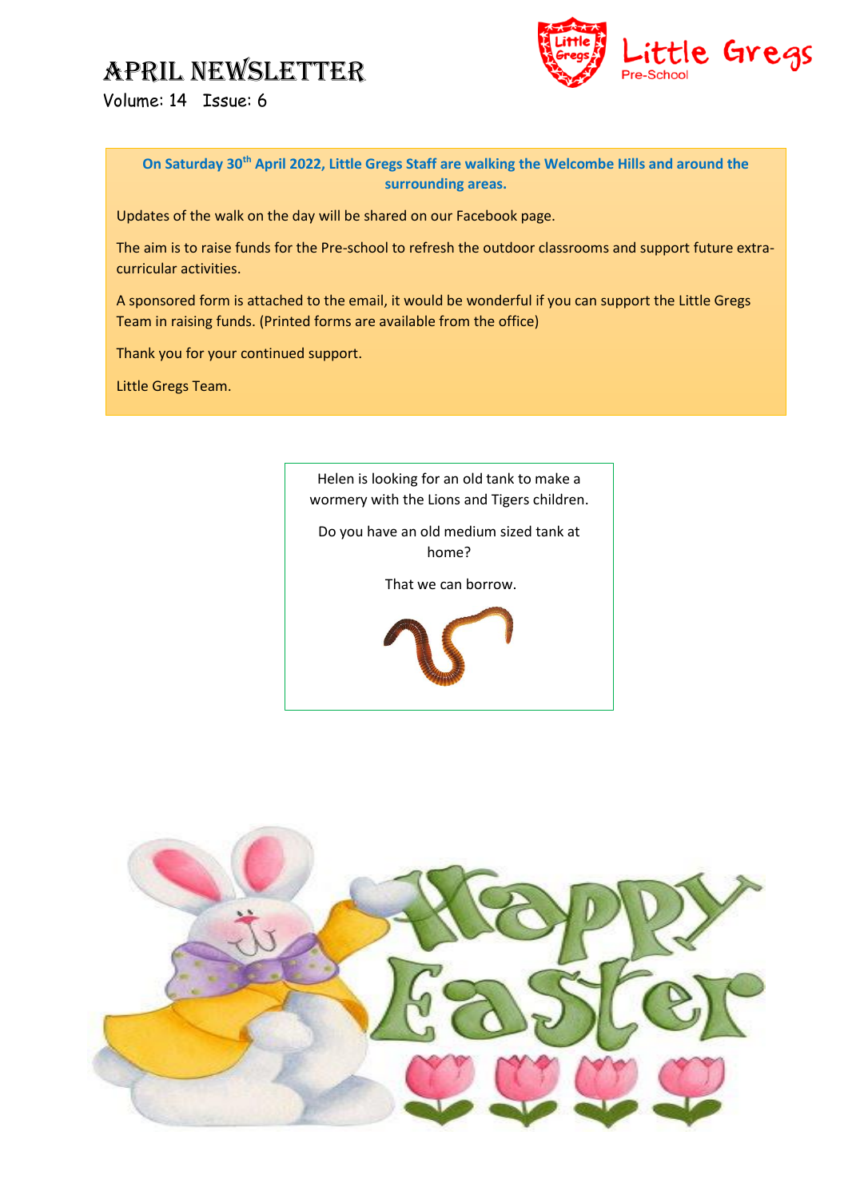# April Newsletter

Volume: 14 Issue: 6

Little Gregs Pre-School

**On Saturday 30th April 2022, Little Gregs Staff are walking the Welcombe Hills and around the surrounding areas.**

Updates of the walk on the day will be shared on our Facebook page.

The aim is to raise funds for the Pre-school to refresh the outdoor classrooms and support future extra-curricular activities.

A sponsored form is attached to the email, it would be wonderful if you can support the Little Gregs Team in raising funds. (Printed forms are available from the office)

Thank you for your continued support.

Little Gregs Team.

Helen is looking for an old tank to make a wormery with the Lions and Tigers children.

Do you have an old medium sized tank at home?

That we can borrow.

Happy Easter